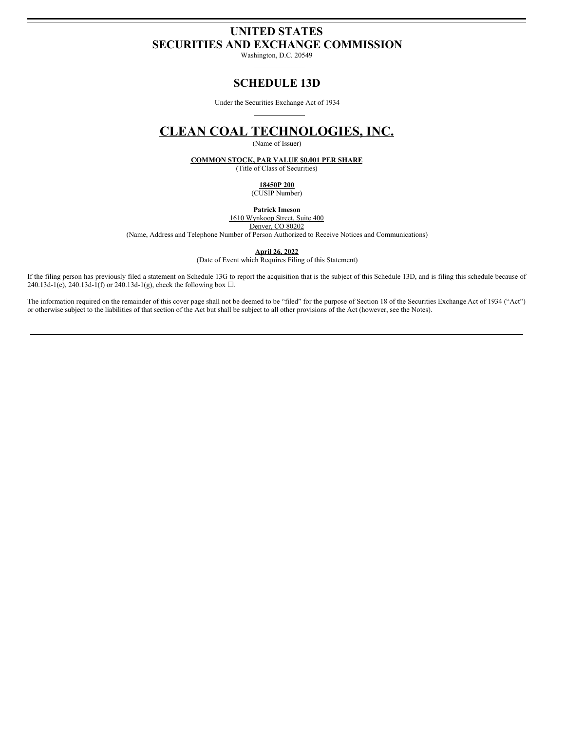# UNITED STATES
# SECURITIES AND EXCHANGE COMMISSION

Washington, D.C. 20549

## SCHEDULE 13D

Under the Securities Exchange Act of 1934

# CLEAN COAL TECHNOLOGIES, INC.

(Name of Issuer)

**COMMON STOCK, PAR VALUE $0.001 PER SHARE**

(Title of Class of Securities)

**18450P 200**

(CUSIP Number)

**Patrick Imeson**
1610 Wynkoop Street, Suite 400
Denver, CO 80202
(Name, Address and Telephone Number of Person Authorized to Receive Notices and Communications)

**April 26, 2022**

(Date of Event which Requires Filing of this Statement)

If the filing person has previously filed a statement on Schedule 13G to report the acquisition that is the subject of this Schedule 13D, and is filing this schedule because of 240.13d-1(e), 240.13d-1(f) or 240.13d-1(g), check the following box ☐.

The information required on the remainder of this cover page shall not be deemed to be "filed" for the purpose of Section 18 of the Securities Exchange Act of 1934 ("Act") or otherwise subject to the liabilities of that section of the Act but shall be subject to all other provisions of the Act (however, see the Notes).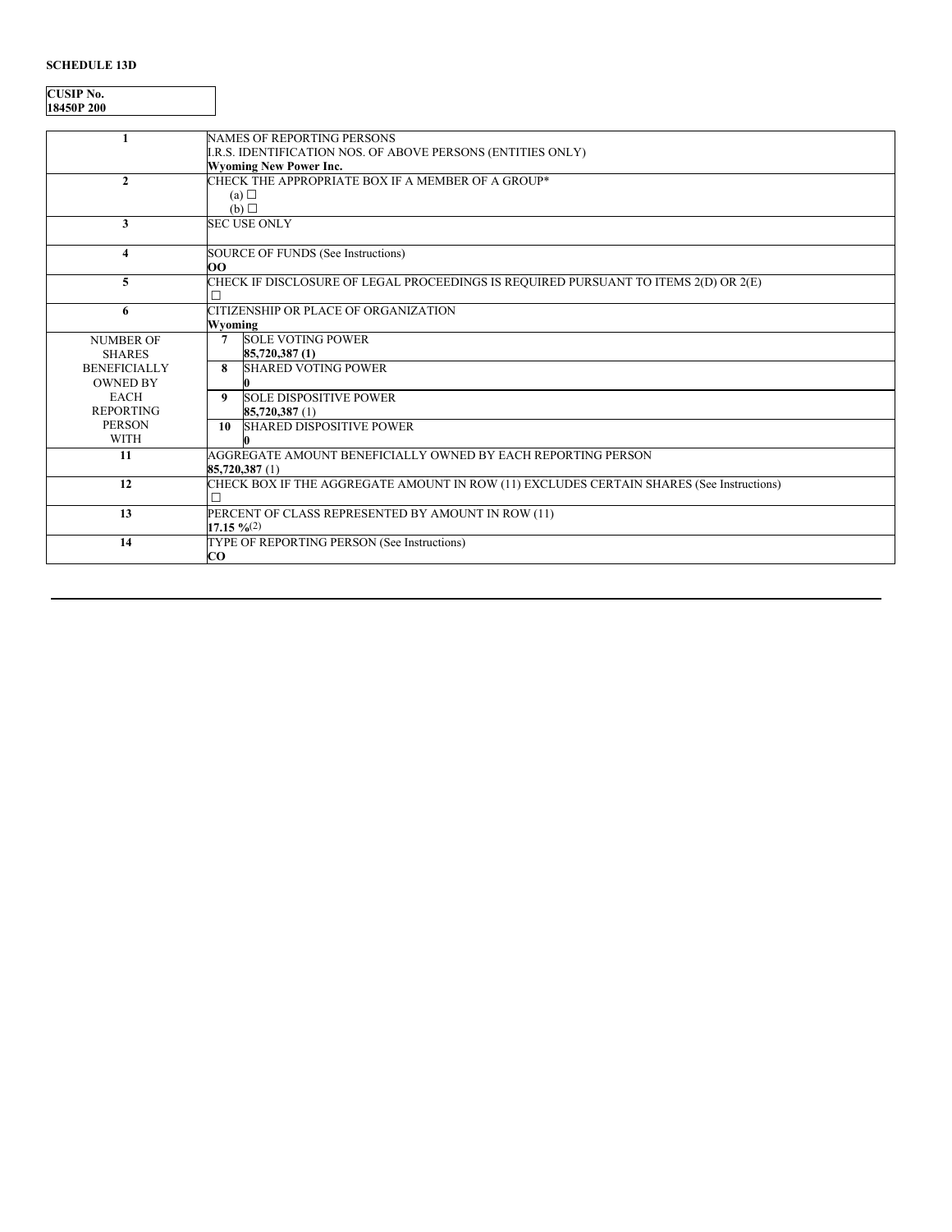**SCHEDULE 13D**

| CUSIP No. |
| --- |
| 18450P 200 |

| | | |
| --- | --- | --- |
| 1 | NAMES OF REPORTING PERSONS<br>I.R.S. IDENTIFICATION NOS. OF ABOVE PERSONS (ENTITIES ONLY)<br>**Wyoming New Power Inc.** | |
| 2 | CHECK THE APPROPRIATE BOX IF A MEMBER OF A GROUP*<br>(a) ☐<br>(b) ☐ | |
| 3 | SEC USE ONLY | |
| 4 | SOURCE OF FUNDS (See Instructions)<br>**OO** | |
| 5 | CHECK IF DISCLOSURE OF LEGAL PROCEEDINGS IS REQUIRED PURSUANT TO ITEMS 2(D) OR 2(E)<br>☐ | |
| 6 | CITIZENSHIP OR PLACE OF ORGANIZATION<br>**Wyoming** | |
| NUMBER OF SHARES BENEFICIALLY OWNED BY EACH REPORTING PERSON WITH | **7** | SOLE VOTING POWER<br>**85,720,387 (1)** |
| | **8** | SHARED VOTING POWER<br>**0** |
| | **9** | SOLE DISPOSITIVE POWER<br>**85,720,387** (1) |
| | **10** | SHARED DISPOSITIVE POWER<br>**0** |
| 11 | AGGREGATE AMOUNT BENEFICIALLY OWNED BY EACH REPORTING PERSON<br>**85,720,387** (1) | |
| 12 | CHECK BOX IF THE AGGREGATE AMOUNT IN ROW (11) EXCLUDES CERTAIN SHARES (See Instructions)<br>☐ | |
| 13 | PERCENT OF CLASS REPRESENTED BY AMOUNT IN ROW (11)<br>**17.15 %**(2) | |
| 14 | TYPE OF REPORTING PERSON (See Instructions)<br>**CO** | |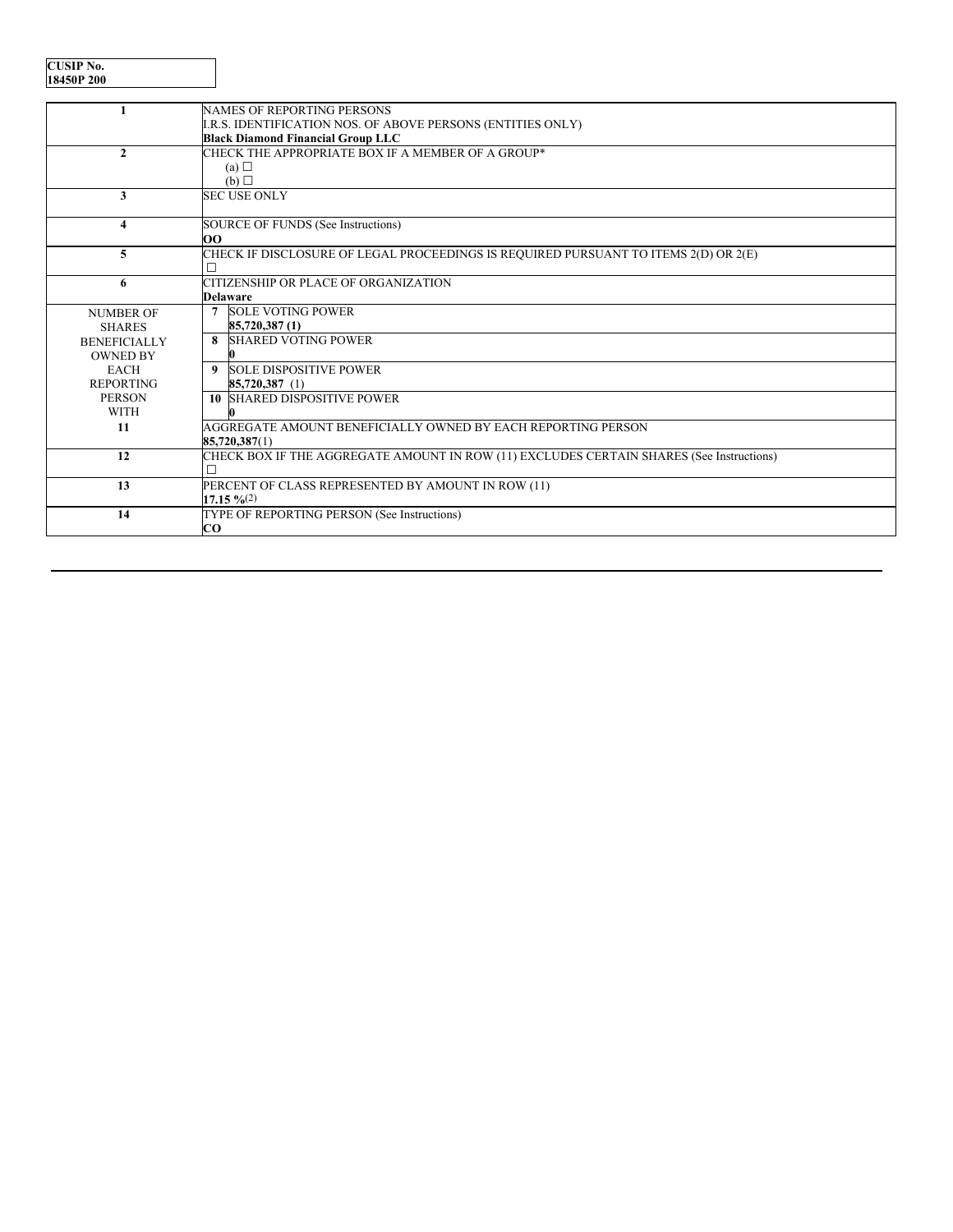| CUSIP No. |
|---|
| 18450P 200 |

| | | |
|---|---|---|
| 1 | NAMES OF REPORTING PERSONS<br>I.R.S. IDENTIFICATION NOS. OF ABOVE PERSONS (ENTITIES ONLY)<br>**Black Diamond Financial Group LLC** | |
| 2 | CHECK THE APPROPRIATE BOX IF A MEMBER OF A GROUP*<br>(a) ☐<br>(b) ☐ | |
| 3 | SEC USE ONLY | |
| 4 | SOURCE OF FUNDS (See Instructions)<br>**OO** | |
| 5 | CHECK IF DISCLOSURE OF LEGAL PROCEEDINGS IS REQUIRED PURSUANT TO ITEMS 2(D) OR 2(E)<br>☐ | |
| 6 | CITIZENSHIP OR PLACE OF ORGANIZATION<br>**Delaware** | |
| NUMBER OF SHARES BENEFICIALLY OWNED BY EACH REPORTING PERSON WITH | 7 | SOLE VOTING POWER<br>**85,720,387 (1)** |
| | 8 | SHARED VOTING POWER<br>**0** |
| | 9 | SOLE DISPOSITIVE POWER<br>**85,720,387** (1) |
| | 10 | SHARED DISPOSITIVE POWER<br>**0** |
| 11 | AGGREGATE AMOUNT BENEFICIALLY OWNED BY EACH REPORTING PERSON<br>**85,720,387**(1) | |
| 12 | CHECK BOX IF THE AGGREGATE AMOUNT IN ROW (11) EXCLUDES CERTAIN SHARES (See Instructions)<br>☐ | |
| 13 | PERCENT OF CLASS REPRESENTED BY AMOUNT IN ROW (11)<br>**17.15 %**(2) | |
| 14 | TYPE OF REPORTING PERSON (See Instructions)<br>**CO** | |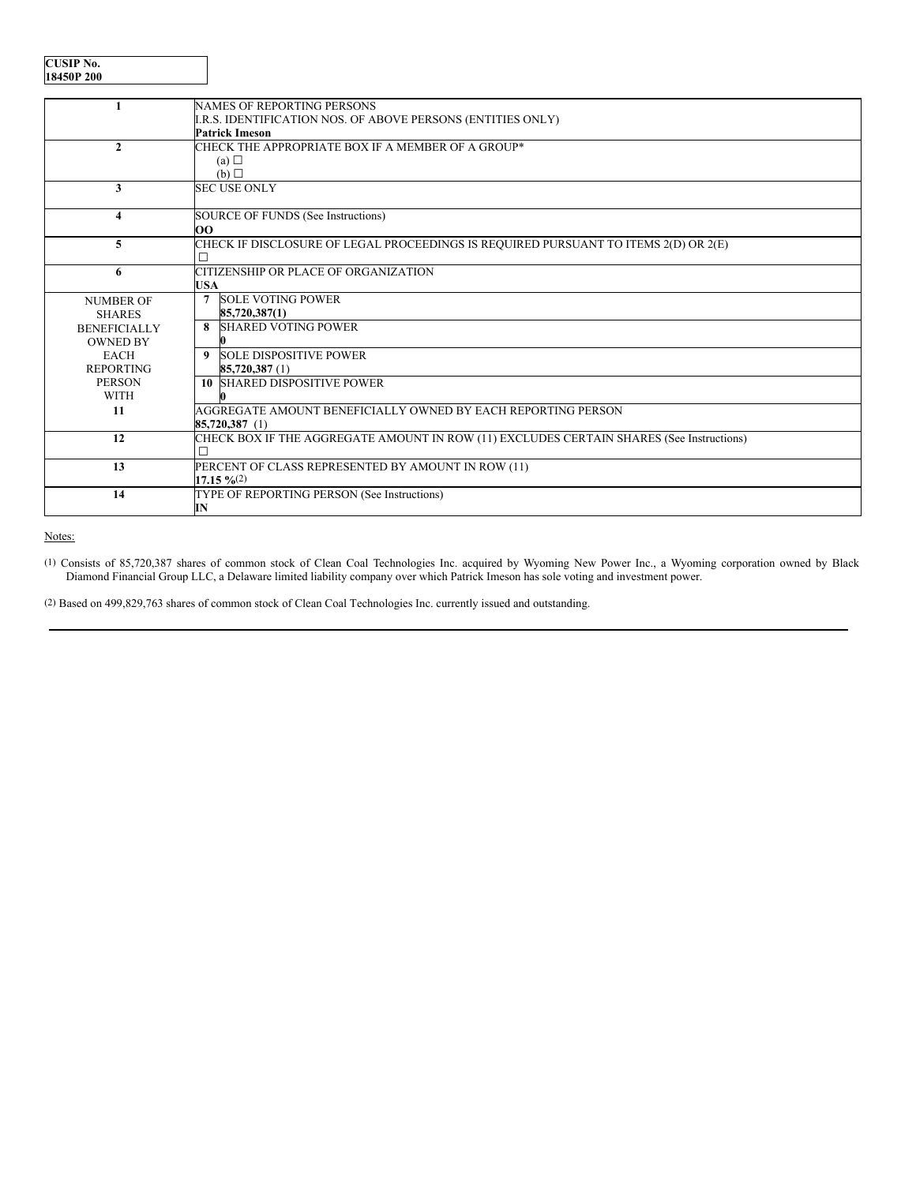| CUSIP No. |
| --- |
| 18450P 200 |

| | | |
| --- | --- | --- |
| 1 | NAMES OF REPORTING PERSONS<br>I.R.S. IDENTIFICATION NOS. OF ABOVE PERSONS (ENTITIES ONLY)<br>**Patrick Imeson** | |
| 2 | CHECK THE APPROPRIATE BOX IF A MEMBER OF A GROUP*<br>(a) ☐<br>(b) ☐ | |
| 3 | SEC USE ONLY | |
| 4 | SOURCE OF FUNDS (See Instructions)<br>**OO** | |
| 5 | CHECK IF DISCLOSURE OF LEGAL PROCEEDINGS IS REQUIRED PURSUANT TO ITEMS 2(D) OR 2(E)<br>☐ | |
| 6 | CITIZENSHIP OR PLACE OF ORGANIZATION<br>**USA** | |
| NUMBER OF SHARES BENEFICIALLY OWNED BY EACH REPORTING PERSON WITH | 7 | SOLE VOTING POWER<br>**85,720,387(1)** |
| | 8 | SHARED VOTING POWER<br>**0** |
| | 9 | SOLE DISPOSITIVE POWER<br>**85,720,387** (1) |
| | 10 | SHARED DISPOSITIVE POWER<br>**0** |
| 11 | AGGREGATE AMOUNT BENEFICIALLY OWNED BY EACH REPORTING PERSON<br>**85,720,387** (1) | |
| 12 | CHECK BOX IF THE AGGREGATE AMOUNT IN ROW (11) EXCLUDES CERTAIN SHARES (See Instructions)<br>☐ | |
| 13 | PERCENT OF CLASS REPRESENTED BY AMOUNT IN ROW (11)<br>**17.15 %**(2) | |
| 14 | TYPE OF REPORTING PERSON (See Instructions)<br>**IN** | |

Notes:

(1) Consists of 85,720,387 shares of common stock of Clean Coal Technologies Inc. acquired by Wyoming New Power Inc., a Wyoming corporation owned by Black Diamond Financial Group LLC, a Delaware limited liability company over which Patrick Imeson has sole voting and investment power.

(2) Based on 499,829,763 shares of common stock of Clean Coal Technologies Inc. currently issued and outstanding.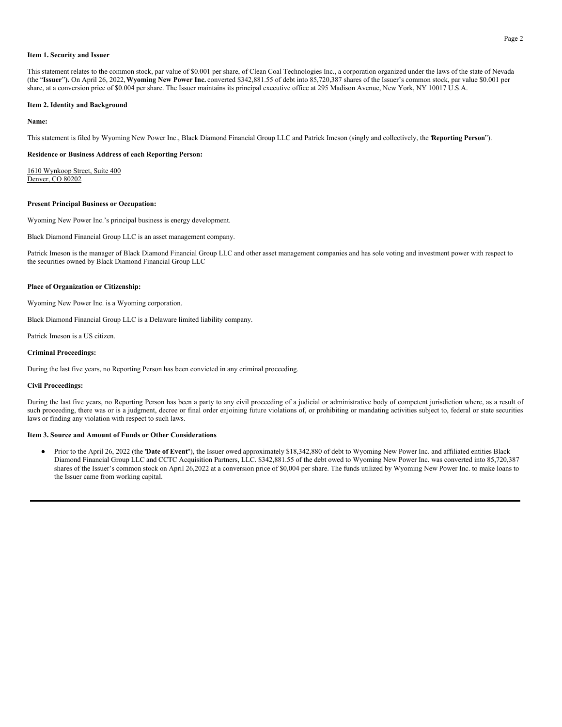**Item 1. Security and Issuer**

This statement relates to the common stock, par value of $0.001 per share, of Clean Coal Technologies Inc., a corporation organized under the laws of the state of Nevada (the "**Issuer**"**).** On April 26, 2022, **Wyoming New Power Inc.** converted $342,881.55 of debt into 85,720,387 shares of the Issuer's common stock, par value $0.001 per share, at a conversion price of $0.004 per share. The Issuer maintains its principal executive office at 295 Madison Avenue, New York, NY 10017 U.S.A.

**Item 2. Identity and Background**

**Name:**

This statement is filed by Wyoming New Power Inc., Black Diamond Financial Group LLC and Patrick Imeson (singly and collectively, the "**Reporting Person**").

**Residence or Business Address of each Reporting Person:**

1610 Wynkoop Street, Suite 400
Denver, CO 80202

**Present Principal Business or Occupation:**

Wyoming New Power Inc.'s principal business is energy development.

Black Diamond Financial Group LLC is an asset management company.

Patrick Imeson is the manager of Black Diamond Financial Group LLC and other asset management companies and has sole voting and investment power with respect to the securities owned by Black Diamond Financial Group LLC

**Place of Organization or Citizenship:**

Wyoming New Power Inc. is a Wyoming corporation.

Black Diamond Financial Group LLC is a Delaware limited liability company.

Patrick Imeson is a US citizen.

**Criminal Proceedings:**

During the last five years, no Reporting Person has been convicted in any criminal proceeding.

**Civil Proceedings:**

During the last five years, no Reporting Person has been a party to any civil proceeding of a judicial or administrative body of competent jurisdiction where, as a result of such proceeding, there was or is a judgment, decree or final order enjoining future violations of, or prohibiting or mandating activities subject to, federal or state securities laws or finding any violation with respect to such laws.

**Item 3. Source and Amount of Funds or Other Considerations**

- Prior to the April 26, 2022 (the "**Date of Event**"), the Issuer owed approximately $18,342,880 of debt to Wyoming New Power Inc. and affiliated entities Black Diamond Financial Group LLC and CCTC Acquisition Partners, LLC. $342,881.55 of the debt owed to Wyoming New Power Inc. was converted into 85,720,387 shares of the Issuer's common stock on April 26,2022 at a conversion price of $0,004 per share. The funds utilized by Wyoming New Power Inc. to make loans to the Issuer came from working capital.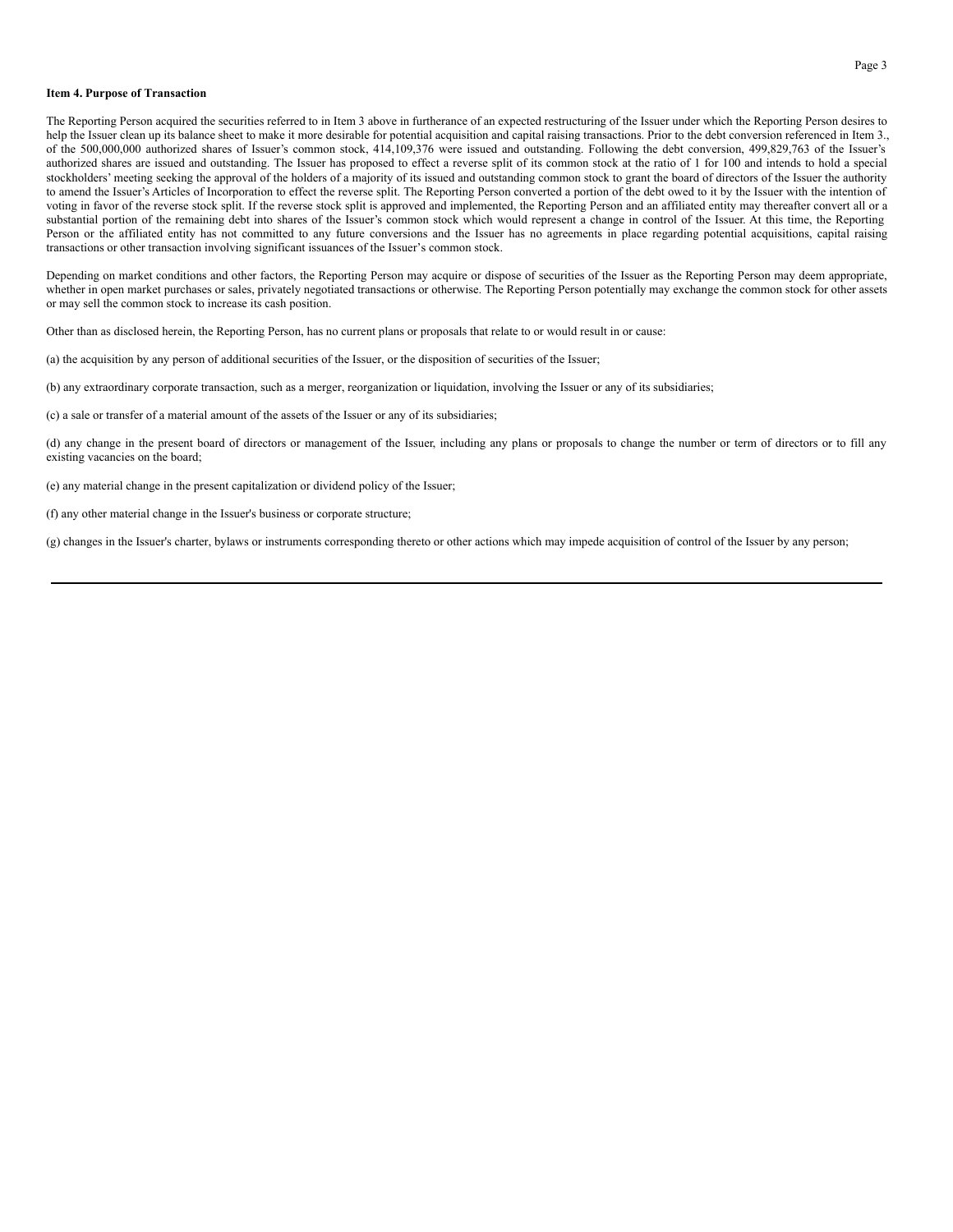**Item 4. Purpose of Transaction**

The Reporting Person acquired the securities referred to in Item 3 above in furtherance of an expected restructuring of the Issuer under which the Reporting Person desires to help the Issuer clean up its balance sheet to make it more desirable for potential acquisition and capital raising transactions. Prior to the debt conversion referenced in Item 3., of the 500,000,000 authorized shares of Issuer's common stock, 414,109,376 were issued and outstanding. Following the debt conversion, 499,829,763 of the Issuer's authorized shares are issued and outstanding. The Issuer has proposed to effect a reverse split of its common stock at the ratio of 1 for 100 and intends to hold a special stockholders' meeting seeking the approval of the holders of a majority of its issued and outstanding common stock to grant the board of directors of the Issuer the authority to amend the Issuer's Articles of Incorporation to effect the reverse split. The Reporting Person converted a portion of the debt owed to it by the Issuer with the intention of voting in favor of the reverse stock split. If the reverse stock split is approved and implemented, the Reporting Person and an affiliated entity may thereafter convert all or a substantial portion of the remaining debt into shares of the Issuer's common stock which would represent a change in control of the Issuer. At this time, the Reporting Person or the affiliated entity has not committed to any future conversions and the Issuer has no agreements in place regarding potential acquisitions, capital raising transactions or other transaction involving significant issuances of the Issuer's common stock.

Depending on market conditions and other factors, the Reporting Person may acquire or dispose of securities of the Issuer as the Reporting Person may deem appropriate, whether in open market purchases or sales, privately negotiated transactions or otherwise. The Reporting Person potentially may exchange the common stock for other assets or may sell the common stock to increase its cash position.

Other than as disclosed herein, the Reporting Person, has no current plans or proposals that relate to or would result in or cause:

(a) the acquisition by any person of additional securities of the Issuer, or the disposition of securities of the Issuer;

(b) any extraordinary corporate transaction, such as a merger, reorganization or liquidation, involving the Issuer or any of its subsidiaries;

(c) a sale or transfer of a material amount of the assets of the Issuer or any of its subsidiaries;

(d) any change in the present board of directors or management of the Issuer, including any plans or proposals to change the number or term of directors or to fill any existing vacancies on the board;

(e) any material change in the present capitalization or dividend policy of the Issuer;

(f) any other material change in the Issuer's business or corporate structure;

(g) changes in the Issuer's charter, bylaws or instruments corresponding thereto or other actions which may impede acquisition of control of the Issuer by any person;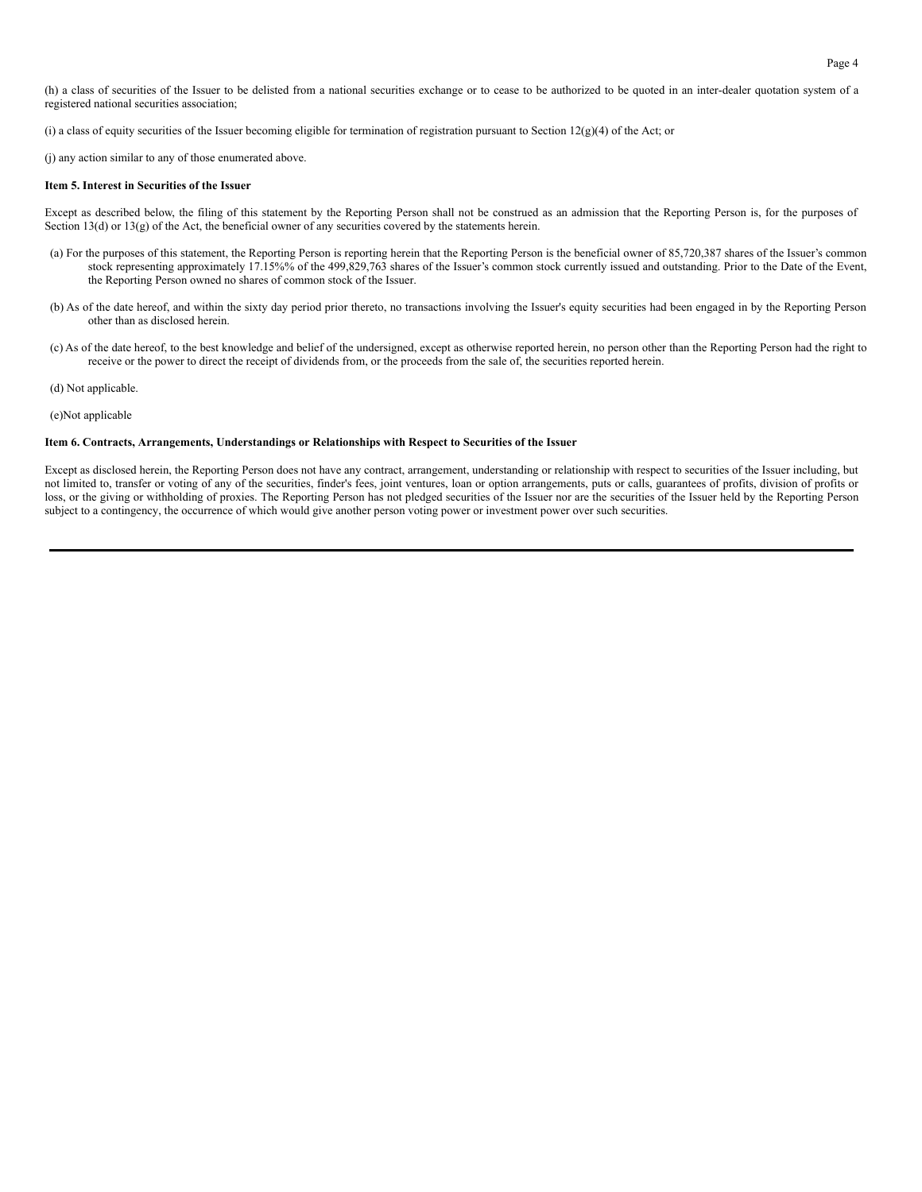(h) a class of securities of the Issuer to be delisted from a national securities exchange or to cease to be authorized to be quoted in an inter-dealer quotation system of a registered national securities association;

(i) a class of equity securities of the Issuer becoming eligible for termination of registration pursuant to Section 12(g)(4) of the Act; or

(j) any action similar to any of those enumerated above.

**Item 5. Interest in Securities of the Issuer**

Except as described below, the filing of this statement by the Reporting Person shall not be construed as an admission that the Reporting Person is, for the purposes of Section 13(d) or 13(g) of the Act, the beneficial owner of any securities covered by the statements herein.

(a) For the purposes of this statement, the Reporting Person is reporting herein that the Reporting Person is the beneficial owner of 85,720,387 shares of the Issuer's common stock representing approximately 17.15%% of the 499,829,763 shares of the Issuer's common stock currently issued and outstanding. Prior to the Date of the Event, the Reporting Person owned no shares of common stock of the Issuer.

(b) As of the date hereof, and within the sixty day period prior thereto, no transactions involving the Issuer's equity securities had been engaged in by the Reporting Person other than as disclosed herein.

(c) As of the date hereof, to the best knowledge and belief of the undersigned, except as otherwise reported herein, no person other than the Reporting Person had the right to receive or the power to direct the receipt of dividends from, or the proceeds from the sale of, the securities reported herein.

(d) Not applicable.

(e)Not applicable

**Item 6. Contracts, Arrangements, Understandings or Relationships with Respect to Securities of the Issuer**

Except as disclosed herein, the Reporting Person does not have any contract, arrangement, understanding or relationship with respect to securities of the Issuer including, but not limited to, transfer or voting of any of the securities, finder's fees, joint ventures, loan or option arrangements, puts or calls, guarantees of profits, division of profits or loss, or the giving or withholding of proxies. The Reporting Person has not pledged securities of the Issuer nor are the securities of the Issuer held by the Reporting Person subject to a contingency, the occurrence of which would give another person voting power or investment power over such securities.

---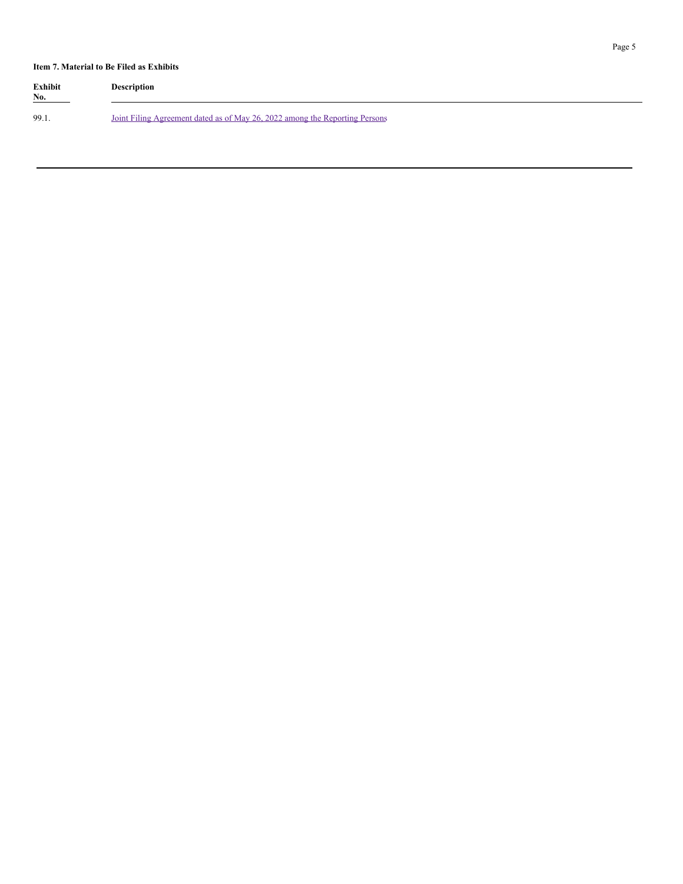**Item 7. Material to Be Filed as Exhibits**

| Exhibit No. | Description |
| --- | --- |
| 99.1. | Joint Filing Agreement dated as of May 26, 2022 among the Reporting Persons |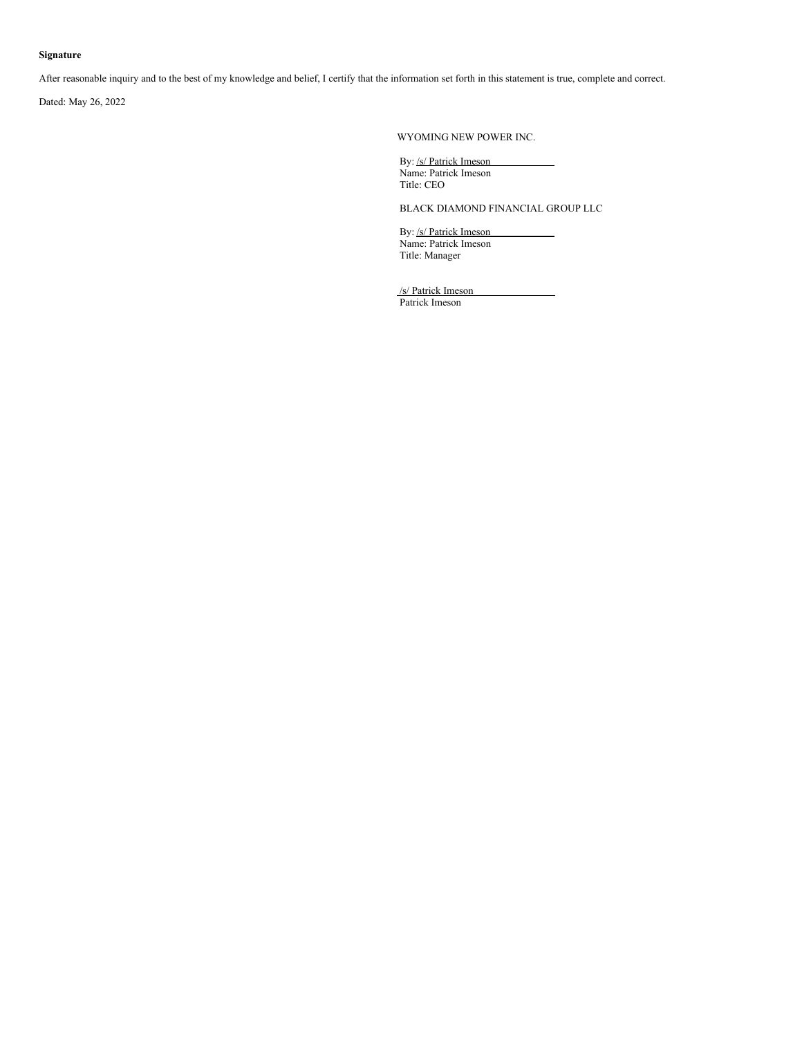**Signature**

After reasonable inquiry and to the best of my knowledge and belief, I certify that the information set forth in this statement is true, complete and correct.

Dated: May 26, 2022

WYOMING NEW POWER INC.

By: /s/ Patrick Imeson
Name: Patrick Imeson
Title: CEO

BLACK DIAMOND FINANCIAL GROUP LLC

By: /s/ Patrick Imeson
Name: Patrick Imeson
Title: Manager

/s/ Patrick Imeson
Patrick Imeson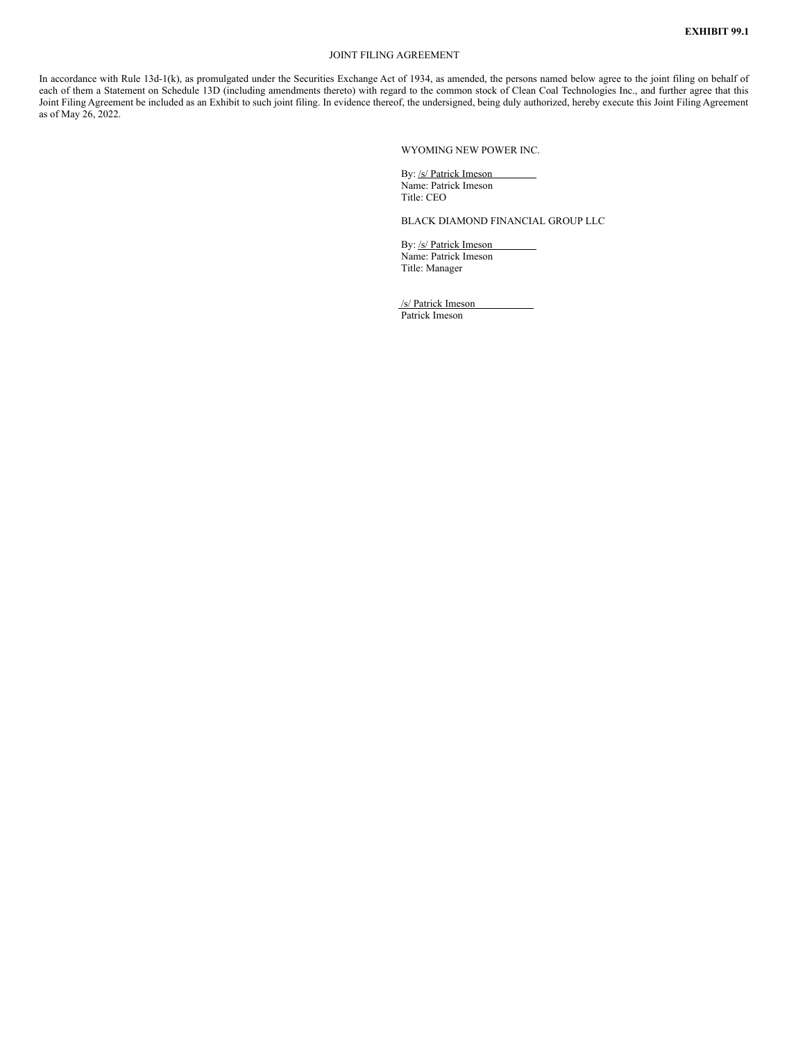**EXHIBIT 99.1**

JOINT FILING AGREEMENT

In accordance with Rule 13d-1(k), as promulgated under the Securities Exchange Act of 1934, as amended, the persons named below agree to the joint filing on behalf of each of them a Statement on Schedule 13D (including amendments thereto) with regard to the common stock of Clean Coal Technologies Inc., and further agree that this Joint Filing Agreement be included as an Exhibit to such joint filing. In evidence thereof, the undersigned, being duly authorized, hereby execute this Joint Filing Agreement as of May 26, 2022.

WYOMING NEW POWER INC.

By: /s/ Patrick Imeson
Name: Patrick Imeson
Title: CEO

BLACK DIAMOND FINANCIAL GROUP LLC

By: /s/ Patrick Imeson
Name: Patrick Imeson
Title: Manager

/s/ Patrick Imeson
Patrick Imeson